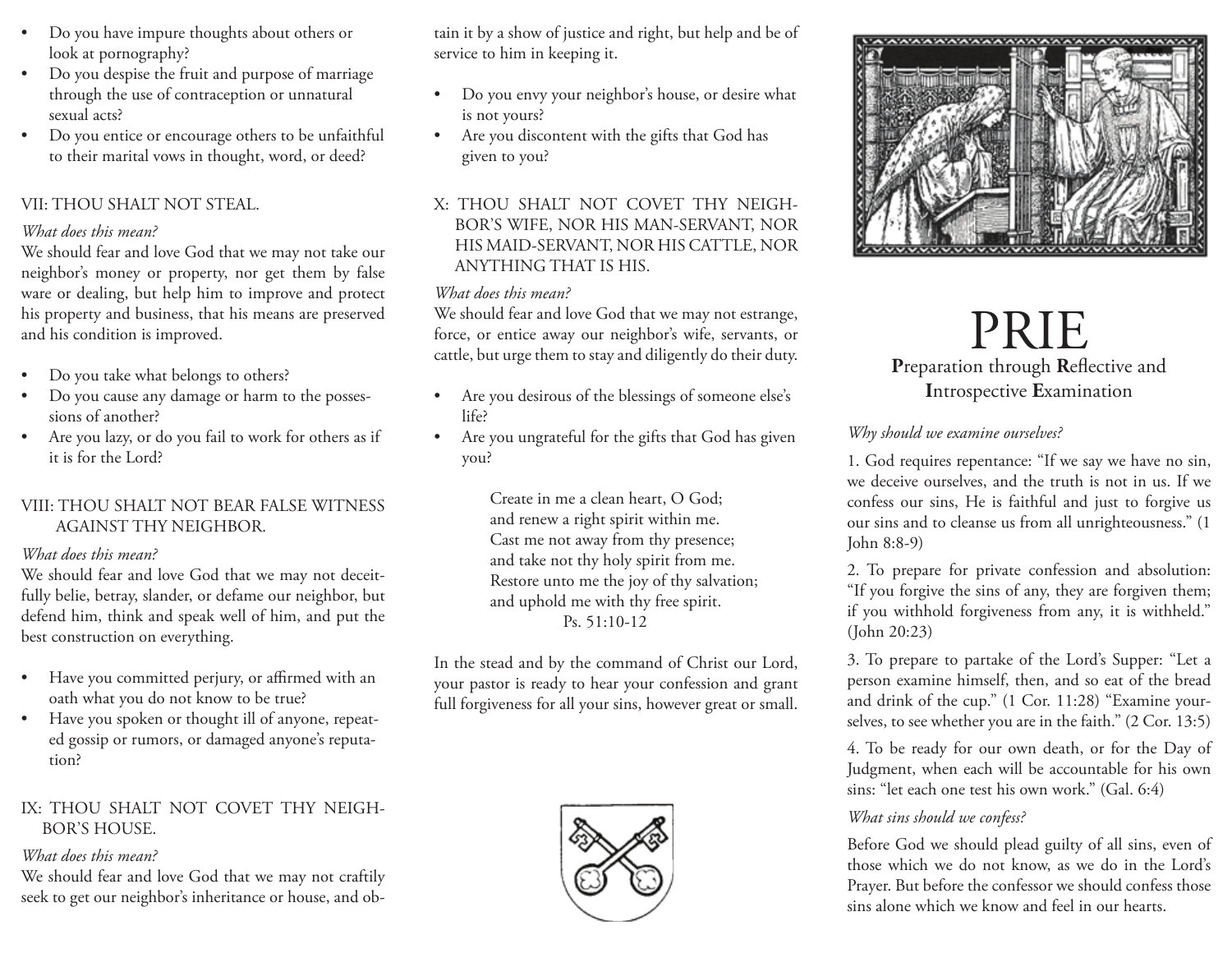- Do you have impure thoughts about others or look at pornography?
- Do you despise the fruit and purpose of marriage through the use of contraception or unnatural sexual acts?
- Do you entice or encourage others to be unfaithful to their marital vows in thought, word, or deed?

VII: THOU SHALT NOT STEAL.

*What does this mean?*

We should fear and love God that we may not take our neighbor's money or property, nor get them by false ware or dealing, but help him to improve and protect his property and business, that his means are preserved and his condition is improved.

- Do you take what belongs to others?
- Do you cause any damage or harm to the possessions of another?
- Are you lazy, or do you fail to work for others as if it is for the Lord?

VIII: THOU SHALT NOT BEAR FALSE WITNESS AGAINST THY NEIGHBOR.

*What does this mean?*

We should fear and love God that we may not deceitfully belie, betray, slander, or defame our neighbor, but defend him, think and speak well of him, and put the best construction on everything.

- Have you committed perjury, or affirmed with an oath what you do not know to be true?
- Have you spoken or thought ill of anyone, repeated gossip or rumors, or damaged anyone's reputation?

IX: THOU SHALT NOT COVET THY NEIGHBOR'S HOUSE.

*What does this mean?*

We should fear and love God that we may not craftily seek to get our neighbor's inheritance or house, and obtain it by a show of justice and right, but help and be of service to him in keeping it.

- Do you envy your neighbor's house, or desire what is not yours?
- Are you discontent with the gifts that God has given to you?

X: THOU SHALT NOT COVET THY NEIGHBOR'S WIFE, NOR HIS MAN-SERVANT, NOR HIS MAID-SERVANT, NOR HIS CATTLE, NOR ANYTHING THAT IS HIS.

*What does this mean?*

We should fear and love God that we may not estrange, force, or entice away our neighbor's wife, servants, or cattle, but urge them to stay and diligently do their duty.

- Are you desirous of the blessings of someone else's life?
- Are you ungrateful for the gifts that God has given you?

> Create in me a clean heart, O God;
> and renew a right spirit within me.
> Cast me not away from thy presence;
> and take not thy holy spirit from me.
> Restore unto me the joy of thy salvation;
> and uphold me with thy free spirit.
> Ps. 51:10-12

In the stead and by the command of Christ our Lord, your pastor is ready to hear your confession and grant full forgiveness for all your sins, however great or small.

# PRIE

## **P**reparation through **R**eflective and **I**ntrospective **E**xamination

*Why should we examine ourselves?*

1. God requires repentance: "If we say we have no sin, we deceive ourselves, and the truth is not in us. If we confess our sins, He is faithful and just to forgive us our sins and to cleanse us from all unrighteousness." (1 John 8:8-9)

2. To prepare for private confession and absolution: "If you forgive the sins of any, they are forgiven them; if you withhold forgiveness from any, it is withheld." (John 20:23)

3. To prepare to partake of the Lord's Supper: "Let a person examine himself, then, and so eat of the bread and drink of the cup." (1 Cor. 11:28) "Examine yourselves, to see whether you are in the faith." (2 Cor. 13:5)

4. To be ready for our own death, or for the Day of Judgment, when each will be accountable for his own sins: "let each one test his own work." (Gal. 6:4)

*What sins should we confess?*

Before God we should plead guilty of all sins, even of those which we do not know, as we do in the Lord's Prayer. But before the confessor we should confess those sins alone which we know and feel in our hearts.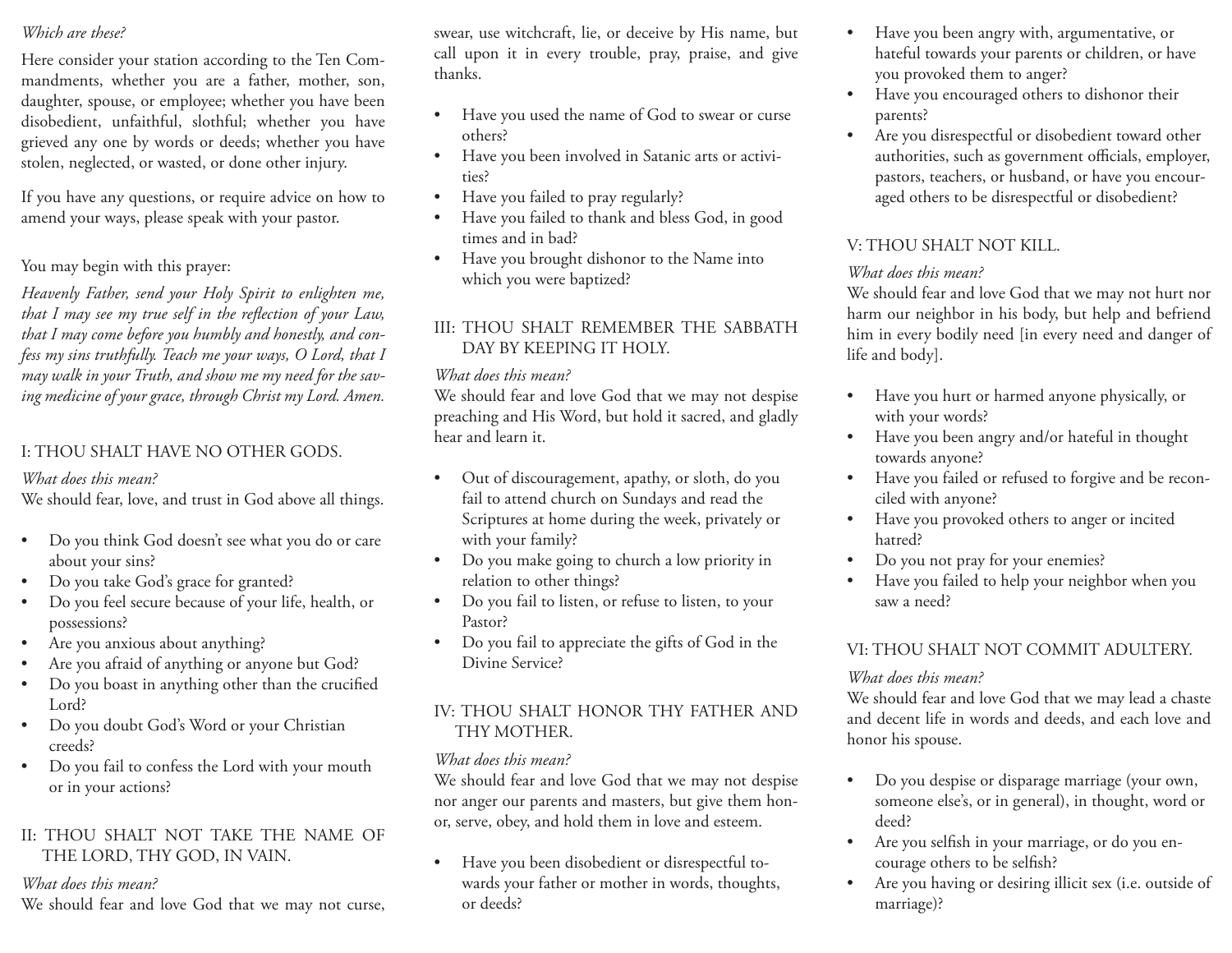*Which are these?*

Here consider your station according to the Ten Commandments, whether you are a father, mother, son, daughter, spouse, or employee; whether you have been disobedient, unfaithful, slothful; whether you have grieved any one by words or deeds; whether you have stolen, neglected, or wasted, or done other injury.

If you have any questions, or require advice on how to amend your ways, please speak with your pastor.

You may begin with this prayer:

*Heavenly Father, send your Holy Spirit to enlighten me, that I may see my true self in the reflection of your Law, that I may come before you humbly and honestly, and confess my sins truthfully. Teach me your ways, O Lord, that I may walk in your Truth, and show me my need for the saving medicine of your grace, through Christ my Lord. Amen.*

## I: THOU SHALT HAVE NO OTHER GODS.

*What does this mean?*
We should fear, love, and trust in God above all things.

- Do you think God doesn't see what you do or care about your sins?
- Do you take God's grace for granted?
- Do you feel secure because of your life, health, or possessions?
- Are you anxious about anything?
- Are you afraid of anything or anyone but God?
- Do you boast in anything other than the crucified Lord?
- Do you doubt God's Word or your Christian creeds?
- Do you fail to confess the Lord with your mouth or in your actions?

## II: THOU SHALT NOT TAKE THE NAME OF THE LORD, THY GOD, IN VAIN.

*What does this mean?*
We should fear and love God that we may not curse, swear, use witchcraft, lie, or deceive by His name, but call upon it in every trouble, pray, praise, and give thanks.

- Have you used the name of God to swear or curse others?
- Have you been involved in Satanic arts or activities?
- Have you failed to pray regularly?
- Have you failed to thank and bless God, in good times and in bad?
- Have you brought dishonor to the Name into which you were baptized?

## III: THOU SHALT REMEMBER THE SABBATH DAY BY KEEPING IT HOLY.

*What does this mean?*
We should fear and love God that we may not despise preaching and His Word, but hold it sacred, and gladly hear and learn it.

- Out of discouragement, apathy, or sloth, do you fail to attend church on Sundays and read the Scriptures at home during the week, privately or with your family?
- Do you make going to church a low priority in relation to other things?
- Do you fail to listen, or refuse to listen, to your Pastor?
- Do you fail to appreciate the gifts of God in the Divine Service?

## IV: THOU SHALT HONOR THY FATHER AND THY MOTHER.

*What does this mean?*
We should fear and love God that we may not despise nor anger our parents and masters, but give them honor, serve, obey, and hold them in love and esteem.

- Have you been disobedient or disrespectful towards your father or mother in words, thoughts, or deeds?
- Have you been angry with, argumentative, or hateful towards your parents or children, or have you provoked them to anger?
- Have you encouraged others to dishonor their parents?
- Are you disrespectful or disobedient toward other authorities, such as government officials, employer, pastors, teachers, or husband, or have you encouraged others to be disrespectful or disobedient?

## V: THOU SHALT NOT KILL.

*What does this mean?*
We should fear and love God that we may not hurt nor harm our neighbor in his body, but help and befriend him in every bodily need [in every need and danger of life and body].

- Have you hurt or harmed anyone physically, or with your words?
- Have you been angry and/or hateful in thought towards anyone?
- Have you failed or refused to forgive and be reconciled with anyone?
- Have you provoked others to anger or incited hatred?
- Do you not pray for your enemies?
- Have you failed to help your neighbor when you saw a need?

## VI: THOU SHALT NOT COMMIT ADULTERY.

*What does this mean?*
We should fear and love God that we may lead a chaste and decent life in words and deeds, and each love and honor his spouse.

- Do you despise or disparage marriage (your own, someone else's, or in general), in thought, word or deed?
- Are you selfish in your marriage, or do you encourage others to be selfish?
- Are you having or desiring illicit sex (i.e. outside of marriage)?